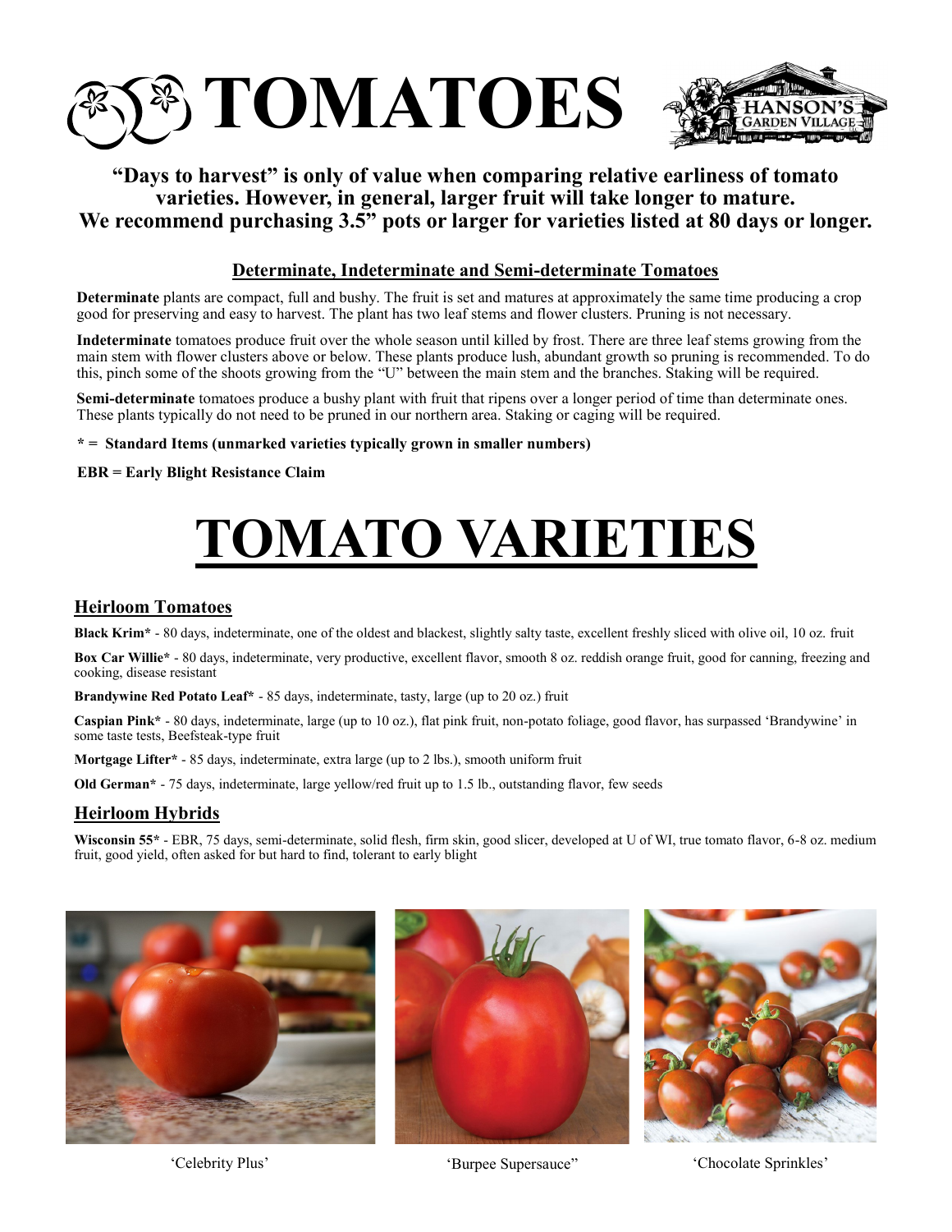# TOMATOES

HANSON'S GARDEN VILLAGE

**"Days to harvest" is only of value when comparing relative earliness of tomato varieties. However, in general, larger fruit will take longer to mature. We recommend purchasing 3.5" pots or larger for varieties listed at 80 days or longer.**

## Determinate, Indeterminate and Semi-determinate Tomatoes

**Determinate** plants are compact, full and bushy. The fruit is set and matures at approximately the same time producing a crop good for preserving and easy to harvest. The plant has two leaf stems and flower clusters. Pruning is not necessary.

**Indeterminate** tomatoes produce fruit over the whole season until killed by frost. There are three leaf stems growing from the main stem with flower clusters above or below. These plants produce lush, abundant growth so pruning is recommended. To do this, pinch some of the shoots growing from the "U" between the main stem and the branches. Staking will be required.

**Semi-determinate** tomatoes produce a bushy plant with fruit that ripens over a longer period of time than determinate ones. These plants typically do not need to be pruned in our northern area. Staking or caging will be required.

**\* = Standard Items (unmarked varieties typically grown in smaller numbers)**

**EBR = Early Blight Resistance Claim**

# TOMATO VARIETIES

## Heirloom Tomatoes

**Black Krim\*** - 80 days, indeterminate, one of the oldest and blackest, slightly salty taste, excellent freshly sliced with olive oil, 10 oz. fruit

**Box Car Willie\*** - 80 days, indeterminate, very productive, excellent flavor, smooth 8 oz. reddish orange fruit, good for canning, freezing and cooking, disease resistant

**Brandywine Red Potato Leaf\*** - 85 days, indeterminate, tasty, large (up to 20 oz.) fruit

**Caspian Pink\*** - 80 days, indeterminate, large (up to 10 oz.), flat pink fruit, non-potato foliage, good flavor, has surpassed 'Brandywine' in some taste tests, Beefsteak-type fruit

**Mortgage Lifter\*** - 85 days, indeterminate, extra large (up to 2 lbs.), smooth uniform fruit

**Old German\*** - 75 days, indeterminate, large yellow/red fruit up to 1.5 lb., outstanding flavor, few seeds

## Heirloom Hybrids

**Wisconsin 55\*** - EBR, 75 days, semi-determinate, solid flesh, firm skin, good slicer, developed at U of WI, true tomato flavor, 6-8 oz. medium fruit, good yield, often asked for but hard to find, tolerant to early blight

'Celebrity Plus'

'Burpee Supersauce"

'Chocolate Sprinkles'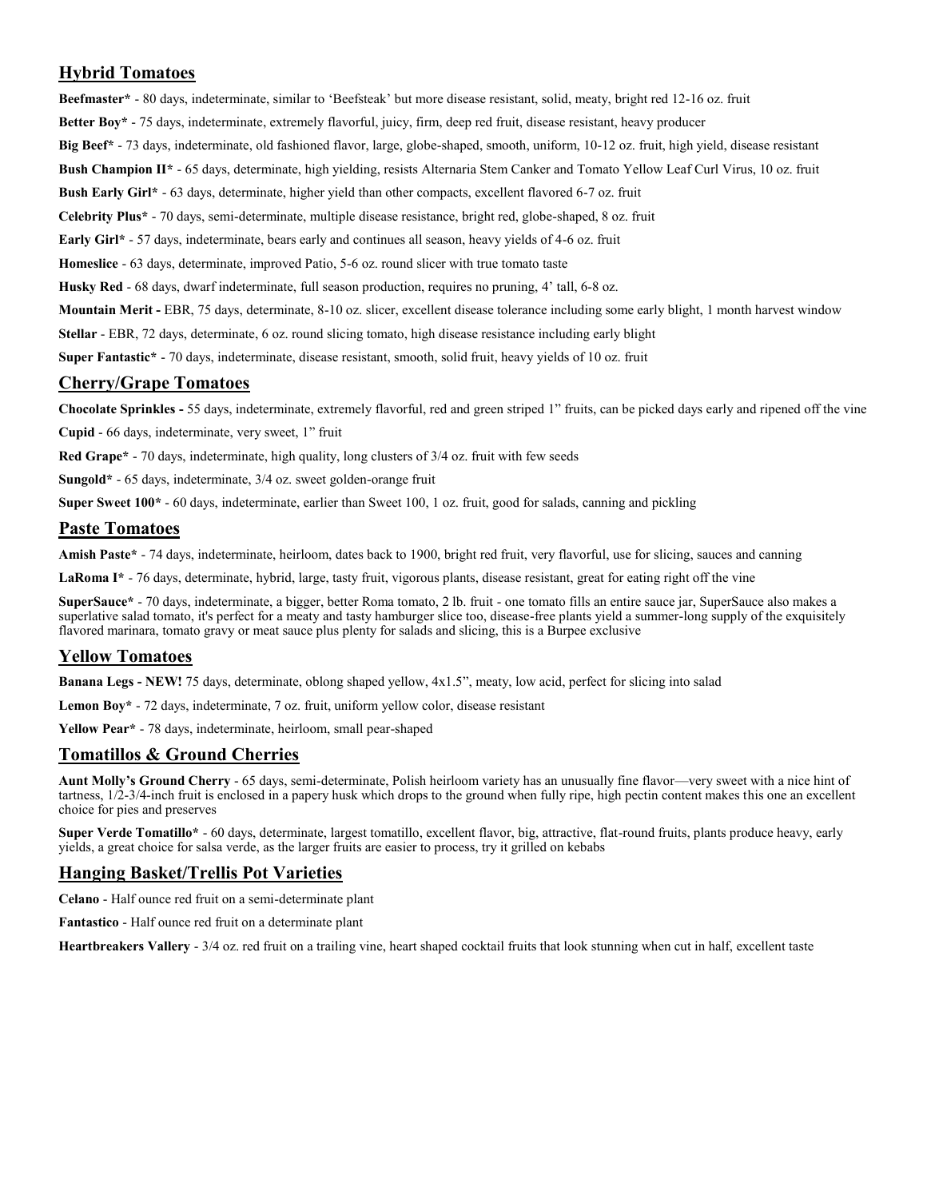## Hybrid Tomatoes

**Beefmaster*** - 80 days, indeterminate, similar to 'Beefsteak' but more disease resistant, solid, meaty, bright red 12-16 oz. fruit

**Better Boy*** - 75 days, indeterminate, extremely flavorful, juicy, firm, deep red fruit, disease resistant, heavy producer

**Big Beef*** - 73 days, indeterminate, old fashioned flavor, large, globe-shaped, smooth, uniform, 10-12 oz. fruit, high yield, disease resistant

**Bush Champion II*** - 65 days, determinate, high yielding, resists Alternaria Stem Canker and Tomato Yellow Leaf Curl Virus, 10 oz. fruit

**Bush Early Girl*** - 63 days, determinate, higher yield than other compacts, excellent flavored 6-7 oz. fruit

**Celebrity Plus*** - 70 days, semi-determinate, multiple disease resistance, bright red, globe-shaped, 8 oz. fruit

**Early Girl*** - 57 days, indeterminate, bears early and continues all season, heavy yields of 4-6 oz. fruit

**Homeslice** - 63 days, determinate, improved Patio, 5-6 oz. round slicer with true tomato taste

**Husky Red** - 68 days, dwarf indeterminate, full season production, requires no pruning, 4' tall, 6-8 oz.

**Mountain Merit -** EBR, 75 days, determinate, 8-10 oz. slicer, excellent disease tolerance including some early blight, 1 month harvest window

**Stellar** - EBR, 72 days, determinate, 6 oz. round slicing tomato, high disease resistance including early blight

**Super Fantastic*** - 70 days, indeterminate, disease resistant, smooth, solid fruit, heavy yields of 10 oz. fruit

## Cherry/Grape Tomatoes

**Chocolate Sprinkles -** 55 days, indeterminate, extremely flavorful, red and green striped 1" fruits, can be picked days early and ripened off the vine

**Cupid** - 66 days, indeterminate, very sweet, 1" fruit

**Red Grape*** - 70 days, indeterminate, high quality, long clusters of 3/4 oz. fruit with few seeds

**Sungold*** - 65 days, indeterminate, 3/4 oz. sweet golden-orange fruit

**Super Sweet 100*** - 60 days, indeterminate, earlier than Sweet 100, 1 oz. fruit, good for salads, canning and pickling

## Paste Tomatoes

**Amish Paste*** - 74 days, indeterminate, heirloom, dates back to 1900, bright red fruit, very flavorful, use for slicing, sauces and canning

**LaRoma I*** - 76 days, determinate, hybrid, large, tasty fruit, vigorous plants, disease resistant, great for eating right off the vine

**SuperSauce*** - 70 days, indeterminate, a bigger, better Roma tomato, 2 lb. fruit - one tomato fills an entire sauce jar, SuperSauce also makes a superlative salad tomato, it's perfect for a meaty and tasty hamburger slice too, disease-free plants yield a summer-long supply of the exquisitely flavored marinara, tomato gravy or meat sauce plus plenty for salads and slicing, this is a Burpee exclusive

## Yellow Tomatoes

**Banana Legs - NEW!** 75 days, determinate, oblong shaped yellow, 4x1.5", meaty, low acid, perfect for slicing into salad

**Lemon Boy*** - 72 days, indeterminate, 7 oz. fruit, uniform yellow color, disease resistant

**Yellow Pear*** - 78 days, indeterminate, heirloom, small pear-shaped

## Tomatillos & Ground Cherries

**Aunt Molly's Ground Cherry** - 65 days, semi-determinate, Polish heirloom variety has an unusually fine flavor—very sweet with a nice hint of tartness, 1/2-3/4-inch fruit is enclosed in a papery husk which drops to the ground when fully ripe, high pectin content makes this one an excellent choice for pies and preserves

**Super Verde Tomatillo*** - 60 days, determinate, largest tomatillo, excellent flavor, big, attractive, flat-round fruits, plants produce heavy, early yields, a great choice for salsa verde, as the larger fruits are easier to process, try it grilled on kebabs

## Hanging Basket/Trellis Pot Varieties

**Celano** - Half ounce red fruit on a semi-determinate plant

**Fantastico** - Half ounce red fruit on a determinate plant

**Heartbreakers Vallery** - 3/4 oz. red fruit on a trailing vine, heart shaped cocktail fruits that look stunning when cut in half, excellent taste